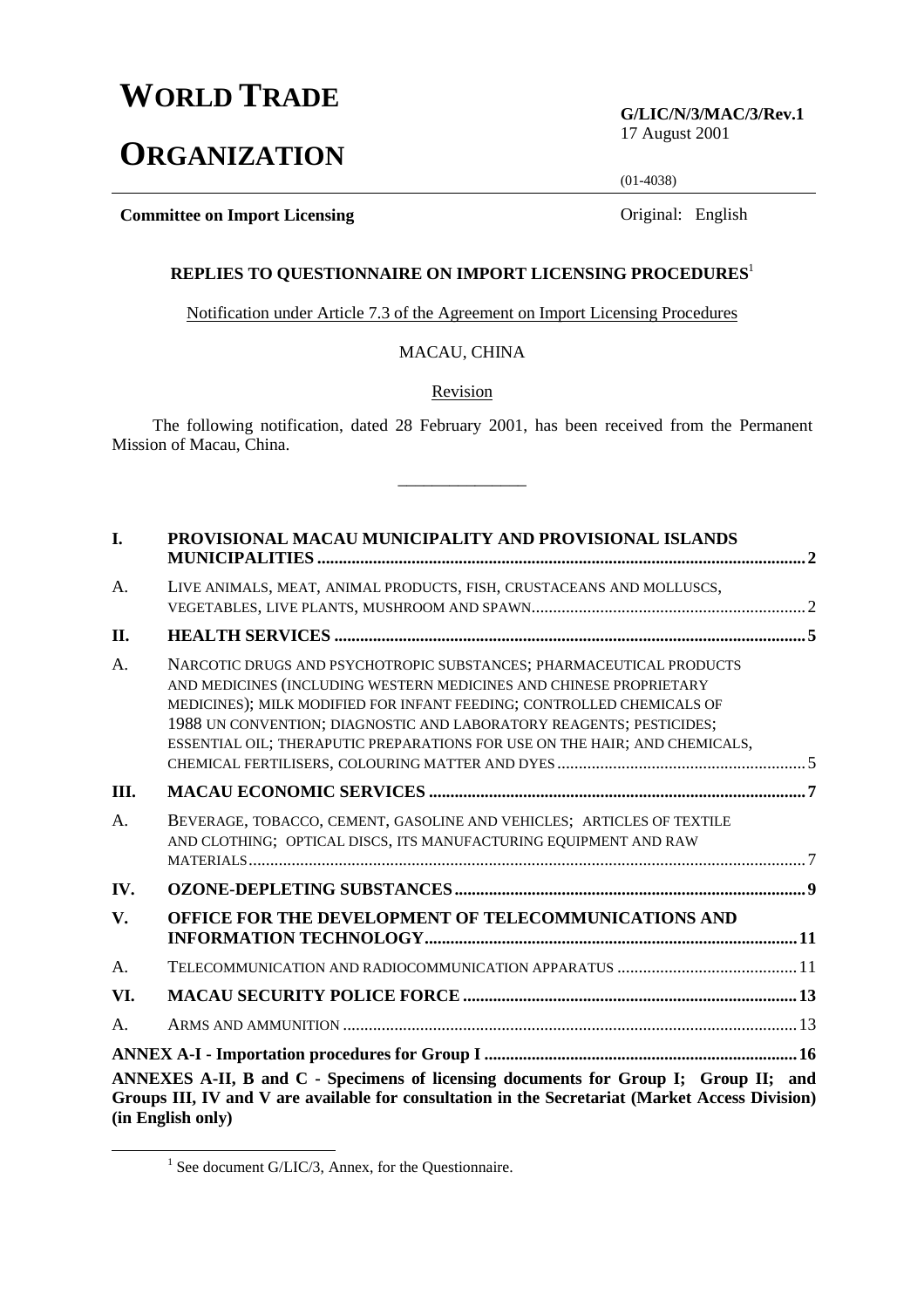# WORLD TRADE ORGANIZATION

**G/LIC/N/3/MAC/3/Rev.1**
17 August 2001

(01-4038)

**Committee on Import Licensing**

Original: English

## REPLIES TO QUESTIONNAIRE ON IMPORT LICENSING PROCEDURES[1]

Notification under Article 7.3 of the Agreement on Import Licensing Procedures

MACAU, CHINA

Revision

The following notification, dated 28 February 2001, has been received from the Permanent Mission of Macau, China.

_______________

| | | |
|---|---|---|
| **I.** | **PROVISIONAL MACAU MUNICIPALITY AND PROVISIONAL ISLANDS MUNICIPALITIES** | **2** |
| A. | LIVE ANIMALS, MEAT, ANIMAL PRODUCTS, FISH, CRUSTACEANS AND MOLLUSCS, VEGETABLES, LIVE PLANTS, MUSHROOM AND SPAWN | 2 |
| **II.** | **HEALTH SERVICES** | **5** |
| A. | NARCOTIC DRUGS AND PSYCHOTROPIC SUBSTANCES; PHARMACEUTICAL PRODUCTS AND MEDICINES (INCLUDING WESTERN MEDICINES AND CHINESE PROPRIETARY MEDICINES); MILK MODIFIED FOR INFANT FEEDING; CONTROLLED CHEMICALS OF 1988 UN CONVENTION; DIAGNOSTIC AND LABORATORY REAGENTS; PESTICIDES; ESSENTIAL OIL; THERAPUTIC PREPARATIONS FOR USE ON THE HAIR; AND CHEMICALS, CHEMICAL FERTILISERS, COLOURING MATTER AND DYES | 5 |
| **III.** | **MACAU ECONOMIC SERVICES** | **7** |
| A. | BEVERAGE, TOBACCO, CEMENT, GASOLINE AND VEHICLES; ARTICLES OF TEXTILE AND CLOTHING; OPTICAL DISCS, ITS MANUFACTURING EQUIPMENT AND RAW MATERIALS | 7 |
| **IV.** | **OZONE-DEPLETING SUBSTANCES** | **9** |
| **V.** | **OFFICE FOR THE DEVELOPMENT OF TELECOMMUNICATIONS AND INFORMATION TECHNOLOGY** | **11** |
| A. | TELECOMMUNICATION AND RADIOCOMMUNICATION APPARATUS | 11 |
| **VI.** | **MACAU SECURITY POLICE FORCE** | **13** |
| A. | ARMS AND AMMUNITION | 13 |
| **ANNEX A-I - Importation procedures for Group I** | | **16** |

**ANNEXES A-II, B and C - Specimens of licensing documents for Group I; Group II; and Groups III, IV and V are available for consultation in the Secretariat (Market Access Division) (in English only)**

[1] See document G/LIC/3, Annex, for the Questionnaire.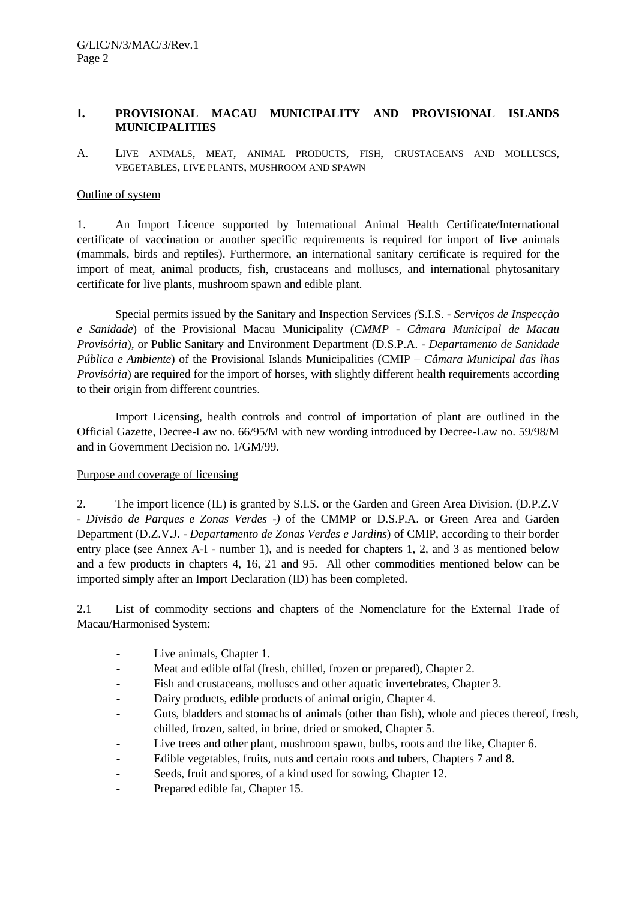## I. PROVISIONAL MACAU MUNICIPALITY AND PROVISIONAL ISLANDS MUNICIPALITIES

### A. LIVE ANIMALS, MEAT, ANIMAL PRODUCTS, FISH, CRUSTACEANS AND MOLLUSCS, VEGETABLES, LIVE PLANTS, MUSHROOM AND SPAWN

Outline of system

1. An Import Licence supported by International Animal Health Certificate/International certificate of vaccination or another specific requirements is required for import of live animals (mammals, birds and reptiles). Furthermore, an international sanitary certificate is required for the import of meat, animal products, fish, crustaceans and molluscs, and international phytosanitary certificate for live plants, mushroom spawn and edible plant.

Special permits issued by the Sanitary and Inspection Services (S.I.S. - *Serviços de Inspecção e Sanidade*) of the Provisional Macau Municipality (*CMMP - Câmara Municipal de Macau Provisória*), or Public Sanitary and Environment Department (D.S.P.A. - *Departamento de Sanidade Pública e Ambiente*) of the Provisional Islands Municipalities (CMIP – *Câmara Municipal das lhas Provisória*) are required for the import of horses, with slightly different health requirements according to their origin from different countries.

Import Licensing, health controls and control of importation of plant are outlined in the Official Gazette, Decree-Law no. 66/95/M with new wording introduced by Decree-Law no. 59/98/M and in Government Decision no. 1/GM/99.

Purpose and coverage of licensing

2. The import licence (IL) is granted by S.I.S. or the Garden and Green Area Division. (D.P.Z.V - *Divisão de Parques e Zonas Verdes -)* of the CMMP or D.S.P.A. or Green Area and Garden Department (D.Z.V.J. - *Departamento de Zonas Verdes e Jardins*) of CMIP, according to their border entry place (see Annex A-I - number 1), and is needed for chapters 1, 2, and 3 as mentioned below and a few products in chapters 4, 16, 21 and 95. All other commodities mentioned below can be imported simply after an Import Declaration (ID) has been completed.

2.1 List of commodity sections and chapters of the Nomenclature for the External Trade of Macau/Harmonised System:

- Live animals, Chapter 1.
- Meat and edible offal (fresh, chilled, frozen or prepared), Chapter 2.
- Fish and crustaceans, molluscs and other aquatic invertebrates, Chapter 3.
- Dairy products, edible products of animal origin, Chapter 4.
- Guts, bladders and stomachs of animals (other than fish), whole and pieces thereof, fresh, chilled, frozen, salted, in brine, dried or smoked, Chapter 5.
- Live trees and other plant, mushroom spawn, bulbs, roots and the like, Chapter 6.
- Edible vegetables, fruits, nuts and certain roots and tubers, Chapters 7 and 8.
- Seeds, fruit and spores, of a kind used for sowing, Chapter 12.
- Prepared edible fat, Chapter 15.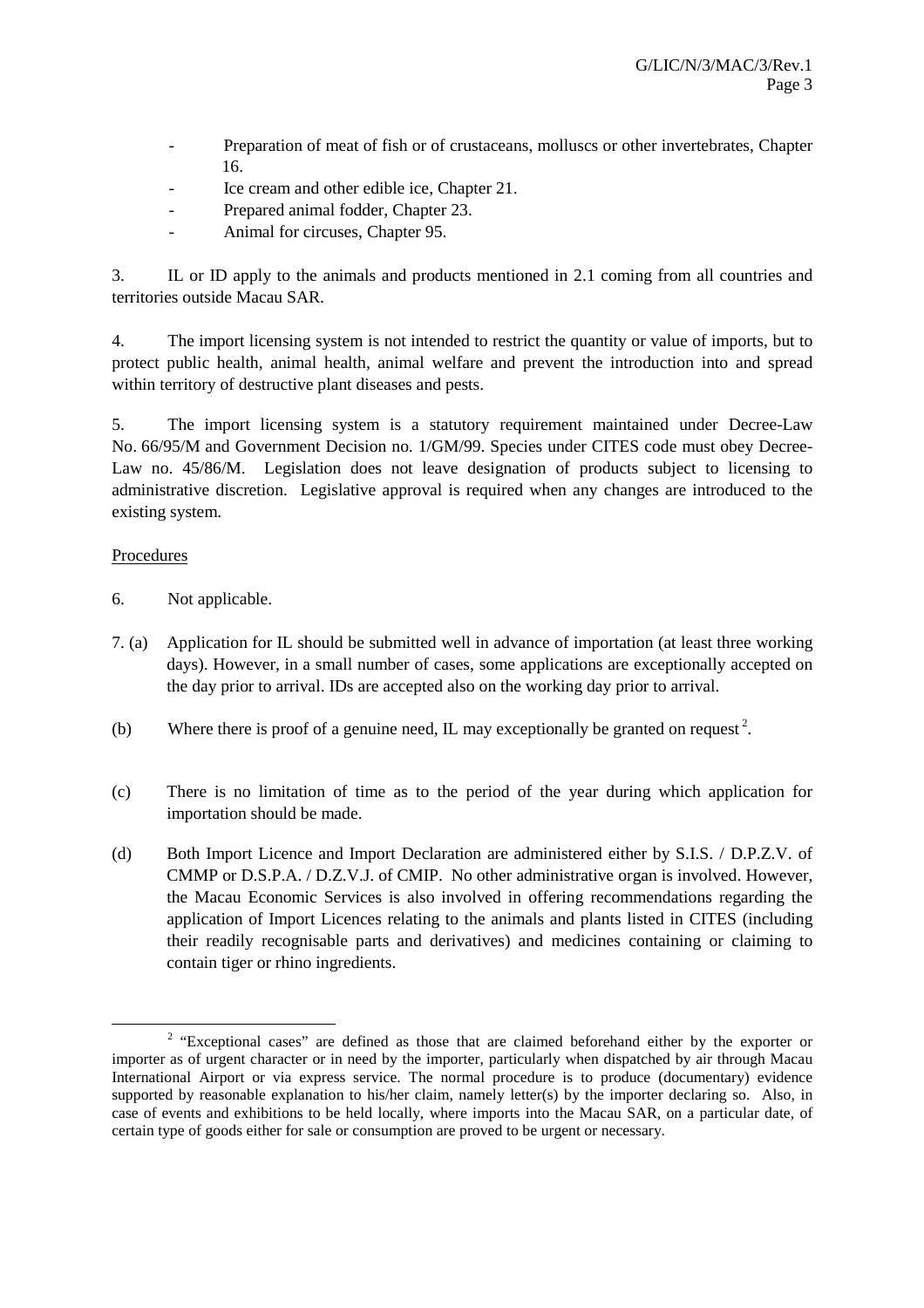- Preparation of meat of fish or of crustaceans, molluscs or other invertebrates, Chapter 16.
- Ice cream and other edible ice, Chapter 21.
- Prepared animal fodder, Chapter 23.
- Animal for circuses, Chapter 95.

3. IL or ID apply to the animals and products mentioned in 2.1 coming from all countries and territories outside Macau SAR.

4. The import licensing system is not intended to restrict the quantity or value of imports, but to protect public health, animal health, animal welfare and prevent the introduction into and spread within territory of destructive plant diseases and pests.

5. The import licensing system is a statutory requirement maintained under Decree-Law No. 66/95/M and Government Decision no. 1/GM/99. Species under CITES code must obey Decree-Law no. 45/86/M. Legislation does not leave designation of products subject to licensing to administrative discretion. Legislative approval is required when any changes are introduced to the existing system.

Procedures

6. Not applicable.

7. (a) Application for IL should be submitted well in advance of importation (at least three working days). However, in a small number of cases, some applications are exceptionally accepted on the day prior to arrival. IDs are accepted also on the working day prior to arrival.

(b) Where there is proof of a genuine need, IL may exceptionally be granted on request [2].

(c) There is no limitation of time as to the period of the year during which application for importation should be made.

(d) Both Import Licence and Import Declaration are administered either by S.I.S. / D.P.Z.V. of CMMP or D.S.P.A. / D.Z.V.J. of CMIP. No other administrative organ is involved. However, the Macau Economic Services is also involved in offering recommendations regarding the application of Import Licences relating to the animals and plants listed in CITES (including their readily recognisable parts and derivatives) and medicines containing or claiming to contain tiger or rhino ingredients.

[2] "Exceptional cases" are defined as those that are claimed beforehand either by the exporter or importer as of urgent character or in need by the importer, particularly when dispatched by air through Macau International Airport or via express service. The normal procedure is to produce (documentary) evidence supported by reasonable explanation to his/her claim, namely letter(s) by the importer declaring so. Also, in case of events and exhibitions to be held locally, where imports into the Macau SAR, on a particular date, of certain type of goods either for sale or consumption are proved to be urgent or necessary.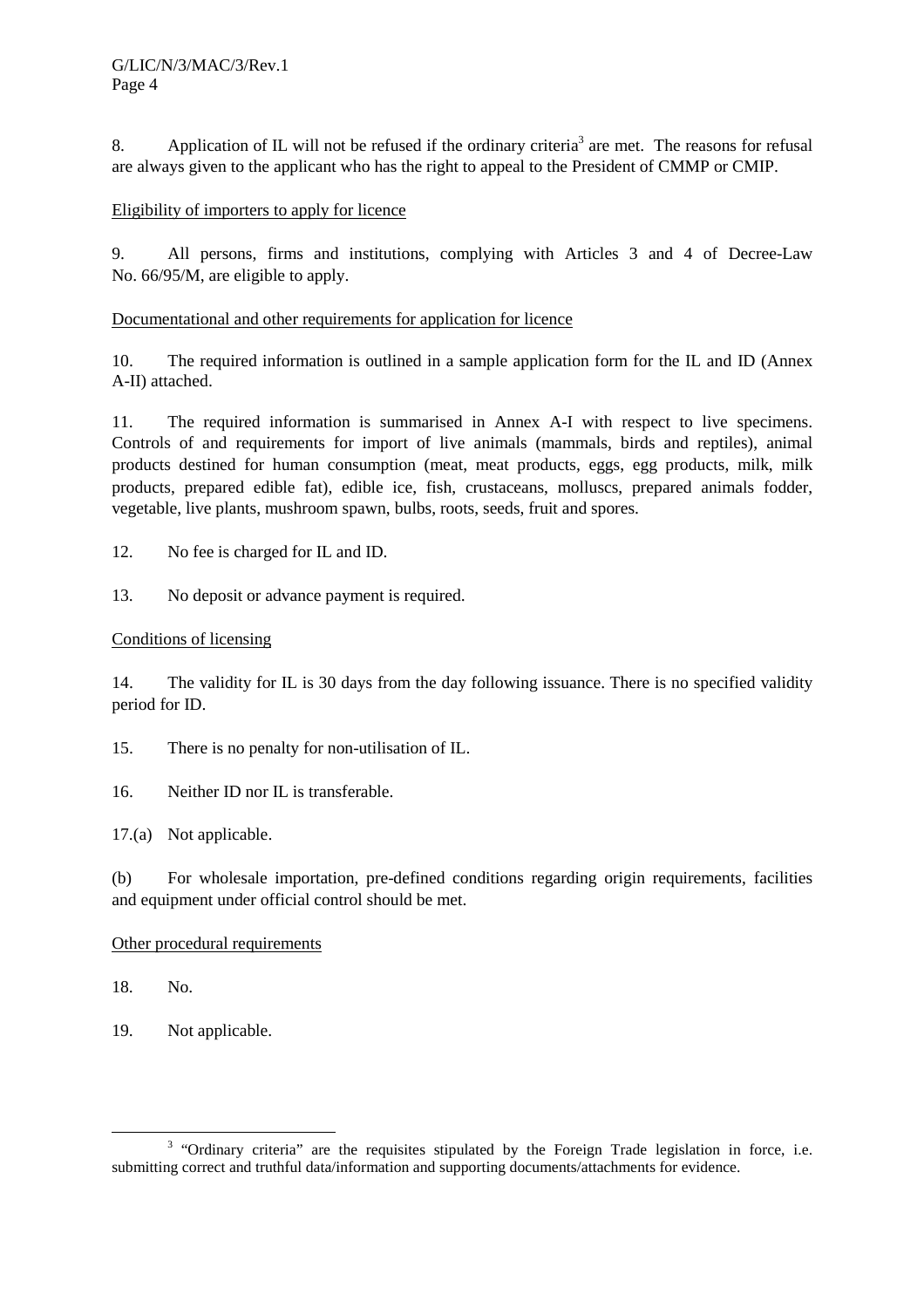8. Application of IL will not be refused if the ordinary criteria[3] are met. The reasons for refusal are always given to the applicant who has the right to appeal to the President of CMMP or CMIP.

Eligibility of importers to apply for licence

9. All persons, firms and institutions, complying with Articles 3 and 4 of Decree-Law No. 66/95/M, are eligible to apply.

Documentational and other requirements for application for licence

10. The required information is outlined in a sample application form for the IL and ID (Annex A-II) attached.

11. The required information is summarised in Annex A-I with respect to live specimens. Controls of and requirements for import of live animals (mammals, birds and reptiles), animal products destined for human consumption (meat, meat products, eggs, egg products, milk, milk products, prepared edible fat), edible ice, fish, crustaceans, molluscs, prepared animals fodder, vegetable, live plants, mushroom spawn, bulbs, roots, seeds, fruit and spores.

12. No fee is charged for IL and ID.

13. No deposit or advance payment is required.

Conditions of licensing

14. The validity for IL is 30 days from the day following issuance. There is no specified validity period for ID.

15. There is no penalty for non-utilisation of IL.

16. Neither ID nor IL is transferable.

17.(a) Not applicable.

(b) For wholesale importation, pre-defined conditions regarding origin requirements, facilities and equipment under official control should be met.

Other procedural requirements

18. No.

19. Not applicable.

[3] "Ordinary criteria" are the requisites stipulated by the Foreign Trade legislation in force, i.e. submitting correct and truthful data/information and supporting documents/attachments for evidence.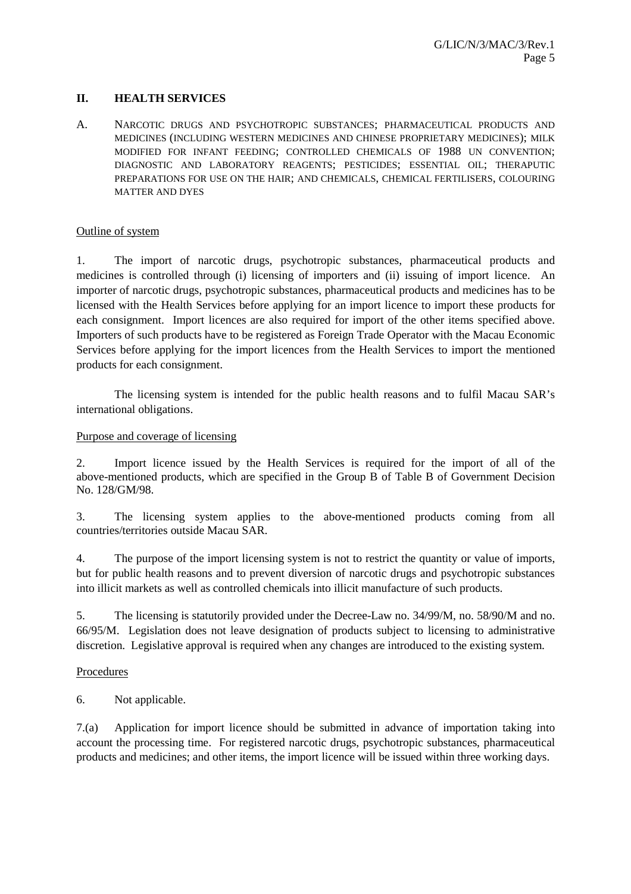## II. HEALTH SERVICES

A. NARCOTIC DRUGS AND PSYCHOTROPIC SUBSTANCES; PHARMACEUTICAL PRODUCTS AND MEDICINES (INCLUDING WESTERN MEDICINES AND CHINESE PROPRIETARY MEDICINES); MILK MODIFIED FOR INFANT FEEDING; CONTROLLED CHEMICALS OF 1988 UN CONVENTION; DIAGNOSTIC AND LABORATORY REAGENTS; PESTICIDES; ESSENTIAL OIL; THERAPUTIC PREPARATIONS FOR USE ON THE HAIR; AND CHEMICALS, CHEMICAL FERTILISERS, COLOURING MATTER AND DYES

Outline of system

1. The import of narcotic drugs, psychotropic substances, pharmaceutical products and medicines is controlled through (i) licensing of importers and (ii) issuing of import licence. An importer of narcotic drugs, psychotropic substances, pharmaceutical products and medicines has to be licensed with the Health Services before applying for an import licence to import these products for each consignment. Import licences are also required for import of the other items specified above. Importers of such products have to be registered as Foreign Trade Operator with the Macau Economic Services before applying for the import licences from the Health Services to import the mentioned products for each consignment.

The licensing system is intended for the public health reasons and to fulfil Macau SAR's international obligations.

Purpose and coverage of licensing

2. Import licence issued by the Health Services is required for the import of all of the above-mentioned products, which are specified in the Group B of Table B of Government Decision No. 128/GM/98.

3. The licensing system applies to the above-mentioned products coming from all countries/territories outside Macau SAR.

4. The purpose of the import licensing system is not to restrict the quantity or value of imports, but for public health reasons and to prevent diversion of narcotic drugs and psychotropic substances into illicit markets as well as controlled chemicals into illicit manufacture of such products.

5. The licensing is statutorily provided under the Decree-Law no. 34/99/M, no. 58/90/M and no. 66/95/M. Legislation does not leave designation of products subject to licensing to administrative discretion. Legislative approval is required when any changes are introduced to the existing system.

Procedures

6. Not applicable.

7.(a) Application for import licence should be submitted in advance of importation taking into account the processing time. For registered narcotic drugs, psychotropic substances, pharmaceutical products and medicines; and other items, the import licence will be issued within three working days.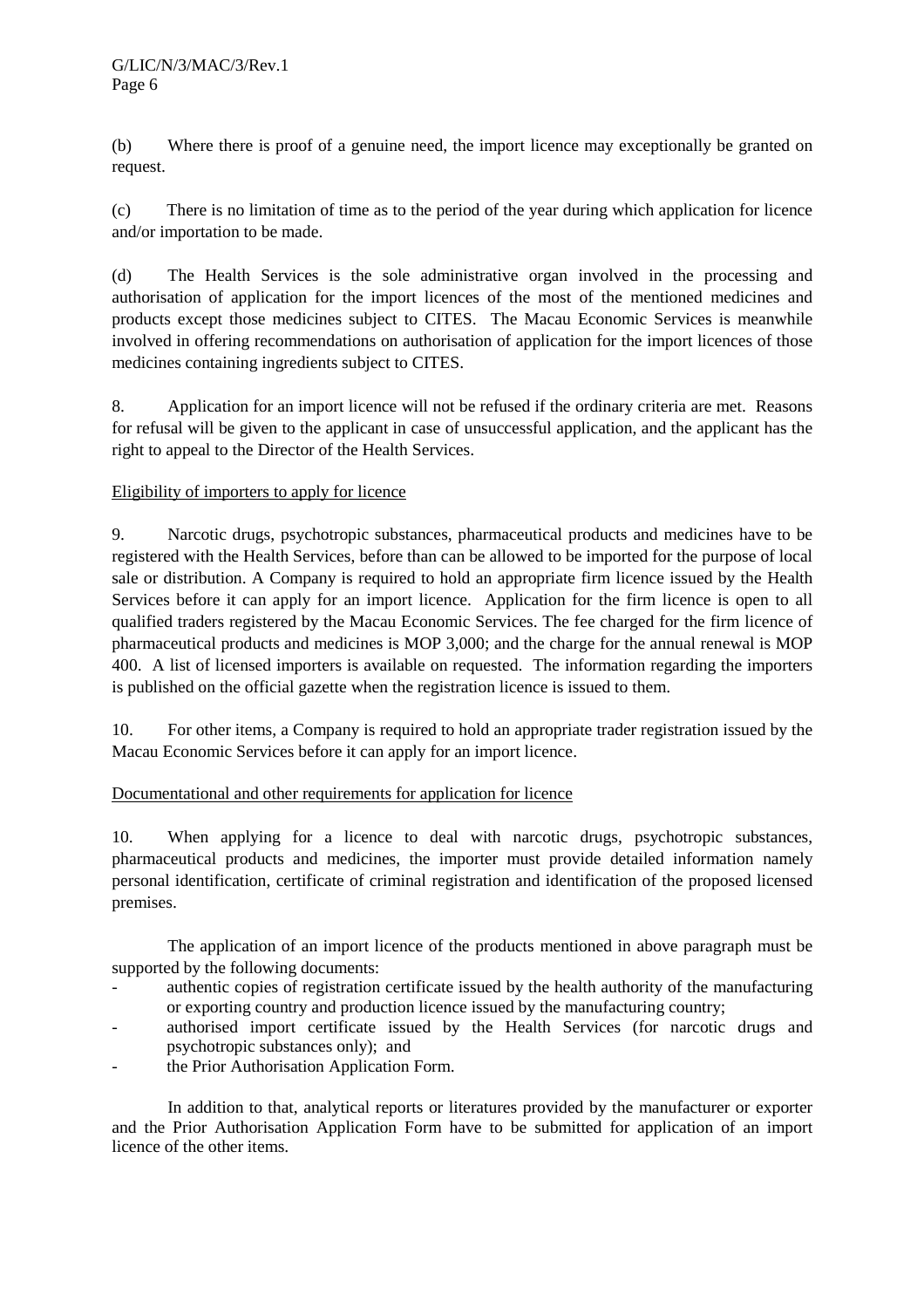(b) Where there is proof of a genuine need, the import licence may exceptionally be granted on request.

(c) There is no limitation of time as to the period of the year during which application for licence and/or importation to be made.

(d) The Health Services is the sole administrative organ involved in the processing and authorisation of application for the import licences of the most of the mentioned medicines and products except those medicines subject to CITES. The Macau Economic Services is meanwhile involved in offering recommendations on authorisation of application for the import licences of those medicines containing ingredients subject to CITES.

8. Application for an import licence will not be refused if the ordinary criteria are met. Reasons for refusal will be given to the applicant in case of unsuccessful application, and the applicant has the right to appeal to the Director of the Health Services.

Eligibility of importers to apply for licence

9. Narcotic drugs, psychotropic substances, pharmaceutical products and medicines have to be registered with the Health Services, before than can be allowed to be imported for the purpose of local sale or distribution. A Company is required to hold an appropriate firm licence issued by the Health Services before it can apply for an import licence. Application for the firm licence is open to all qualified traders registered by the Macau Economic Services. The fee charged for the firm licence of pharmaceutical products and medicines is MOP 3,000; and the charge for the annual renewal is MOP 400. A list of licensed importers is available on requested. The information regarding the importers is published on the official gazette when the registration licence is issued to them.

10. For other items, a Company is required to hold an appropriate trader registration issued by the Macau Economic Services before it can apply for an import licence.

Documentational and other requirements for application for licence

10. When applying for a licence to deal with narcotic drugs, psychotropic substances, pharmaceutical products and medicines, the importer must provide detailed information namely personal identification, certificate of criminal registration and identification of the proposed licensed premises.

The application of an import licence of the products mentioned in above paragraph must be supported by the following documents:

- authentic copies of registration certificate issued by the health authority of the manufacturing or exporting country and production licence issued by the manufacturing country;
- authorised import certificate issued by the Health Services (for narcotic drugs and psychotropic substances only); and
- the Prior Authorisation Application Form.

In addition to that, analytical reports or literatures provided by the manufacturer or exporter and the Prior Authorisation Application Form have to be submitted for application of an import licence of the other items.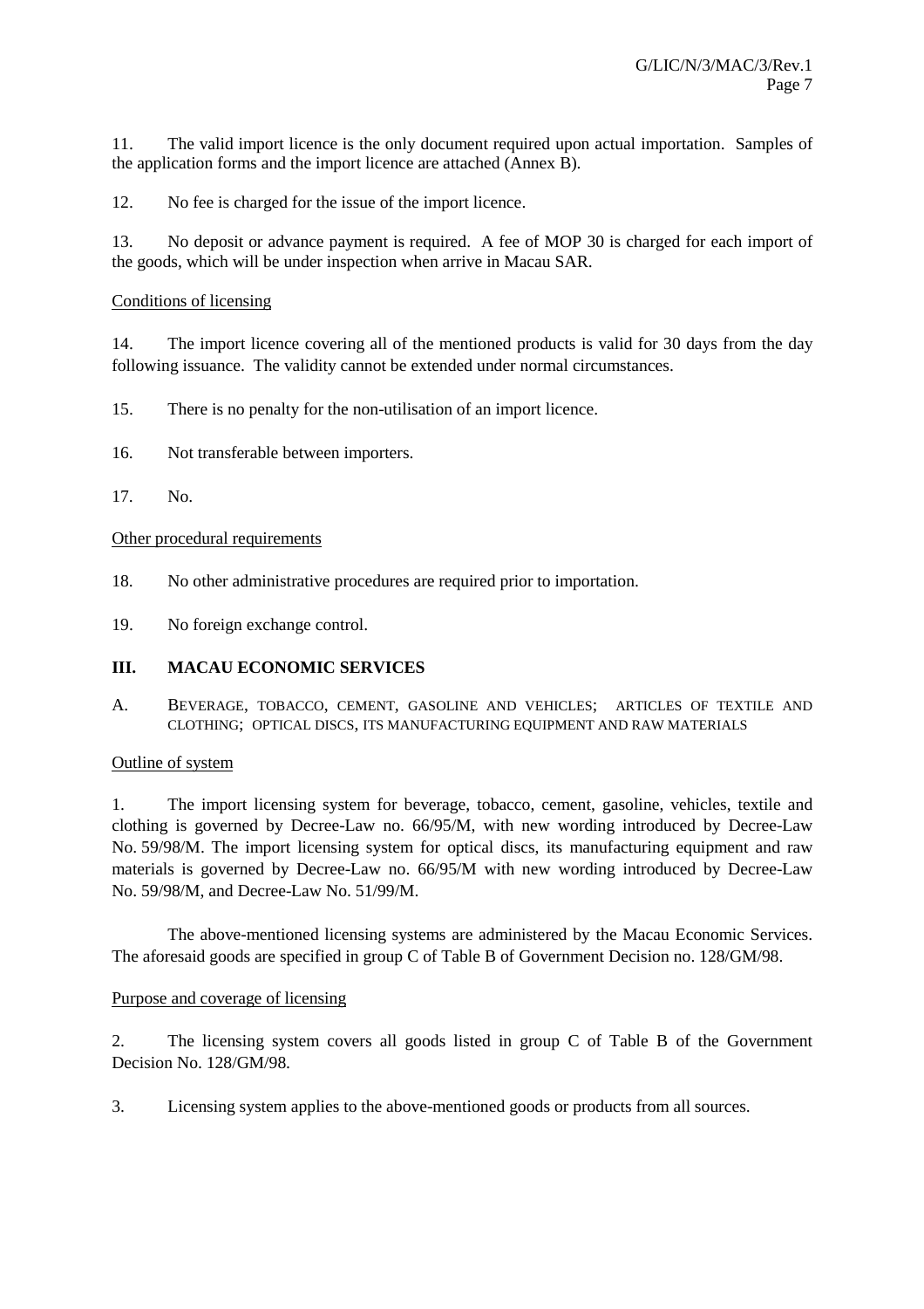11. The valid import licence is the only document required upon actual importation. Samples of the application forms and the import licence are attached (Annex B).

12. No fee is charged for the issue of the import licence.

13. No deposit or advance payment is required. A fee of MOP 30 is charged for each import of the goods, which will be under inspection when arrive in Macau SAR.

Conditions of licensing

14. The import licence covering all of the mentioned products is valid for 30 days from the day following issuance. The validity cannot be extended under normal circumstances.

15. There is no penalty for the non-utilisation of an import licence.

16. Not transferable between importers.

17. No.

Other procedural requirements

18. No other administrative procedures are required prior to importation.

19. No foreign exchange control.

## III. MACAU ECONOMIC SERVICES

### A. BEVERAGE, TOBACCO, CEMENT, GASOLINE AND VEHICLES; ARTICLES OF TEXTILE AND CLOTHING; OPTICAL DISCS, ITS MANUFACTURING EQUIPMENT AND RAW MATERIALS

Outline of system

1. The import licensing system for beverage, tobacco, cement, gasoline, vehicles, textile and clothing is governed by Decree-Law no. 66/95/M, with new wording introduced by Decree-Law No. 59/98/M. The import licensing system for optical discs, its manufacturing equipment and raw materials is governed by Decree-Law no. 66/95/M with new wording introduced by Decree-Law No. 59/98/M, and Decree-Law No. 51/99/M.

The above-mentioned licensing systems are administered by the Macau Economic Services. The aforesaid goods are specified in group C of Table B of Government Decision no. 128/GM/98.

Purpose and coverage of licensing

2. The licensing system covers all goods listed in group C of Table B of the Government Decision No. 128/GM/98.

3. Licensing system applies to the above-mentioned goods or products from all sources.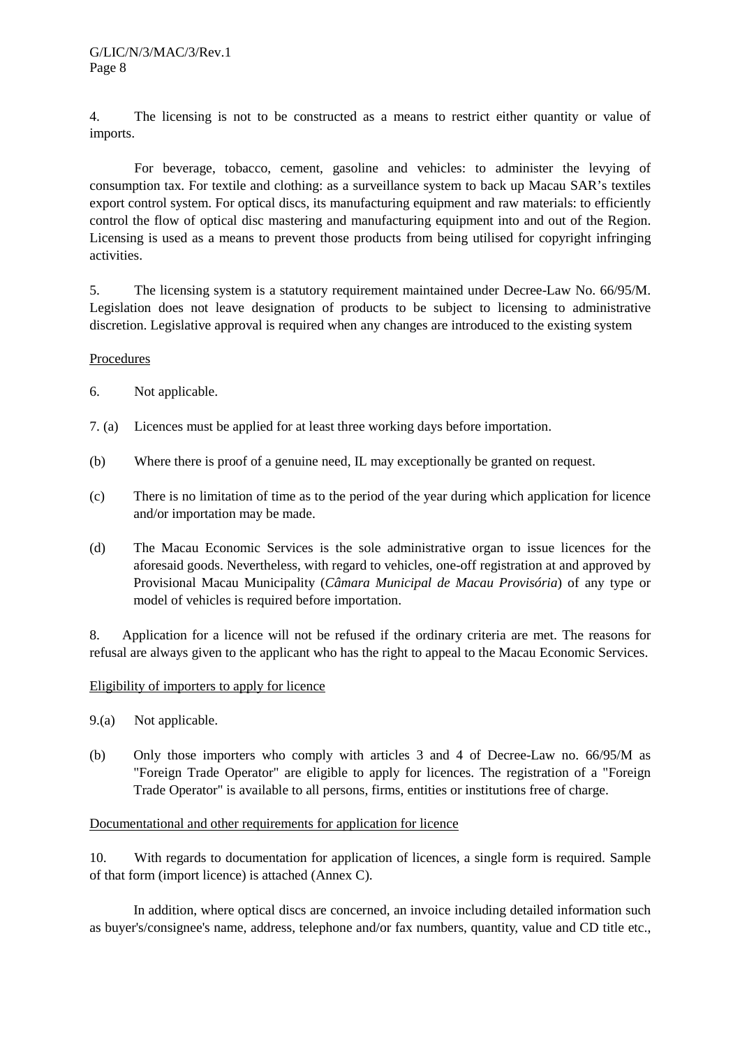4. The licensing is not to be constructed as a means to restrict either quantity or value of imports.

For beverage, tobacco, cement, gasoline and vehicles: to administer the levying of consumption tax. For textile and clothing: as a surveillance system to back up Macau SAR's textiles export control system. For optical discs, its manufacturing equipment and raw materials: to efficiently control the flow of optical disc mastering and manufacturing equipment into and out of the Region. Licensing is used as a means to prevent those products from being utilised for copyright infringing activities.

5. The licensing system is a statutory requirement maintained under Decree-Law No. 66/95/M. Legislation does not leave designation of products to be subject to licensing to administrative discretion. Legislative approval is required when any changes are introduced to the existing system

Procedures

6. Not applicable.

7. (a) Licences must be applied for at least three working days before importation.

(b) Where there is proof of a genuine need, IL may exceptionally be granted on request.

(c) There is no limitation of time as to the period of the year during which application for licence and/or importation may be made.

(d) The Macau Economic Services is the sole administrative organ to issue licences for the aforesaid goods. Nevertheless, with regard to vehicles, one-off registration at and approved by Provisional Macau Municipality (*Câmara Municipal de Macau Provisória*) of any type or model of vehicles is required before importation.

8. Application for a licence will not be refused if the ordinary criteria are met. The reasons for refusal are always given to the applicant who has the right to appeal to the Macau Economic Services.

Eligibility of importers to apply for licence

9.(a) Not applicable.

(b) Only those importers who comply with articles 3 and 4 of Decree-Law no. 66/95/M as "Foreign Trade Operator" are eligible to apply for licences. The registration of a "Foreign Trade Operator" is available to all persons, firms, entities or institutions free of charge.

Documentational and other requirements for application for licence

10. With regards to documentation for application of licences, a single form is required. Sample of that form (import licence) is attached (Annex C).

In addition, where optical discs are concerned, an invoice including detailed information such as buyer's/consignee's name, address, telephone and/or fax numbers, quantity, value and CD title etc.,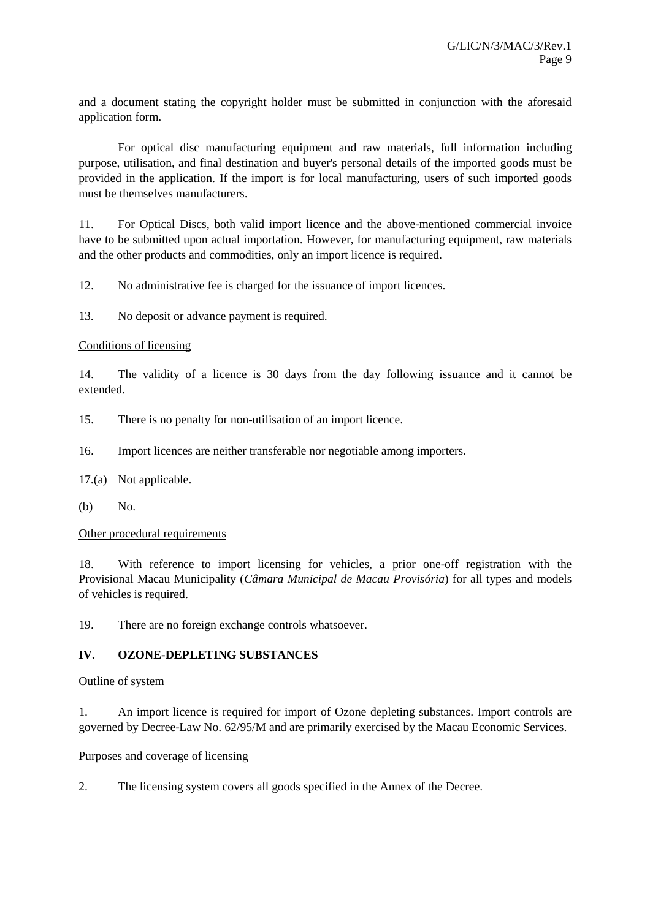and a document stating the copyright holder must be submitted in conjunction with the aforesaid application form.

For optical disc manufacturing equipment and raw materials, full information including purpose, utilisation, and final destination and buyer's personal details of the imported goods must be provided in the application. If the import is for local manufacturing, users of such imported goods must be themselves manufacturers.

11. For Optical Discs, both valid import licence and the above-mentioned commercial invoice have to be submitted upon actual importation. However, for manufacturing equipment, raw materials and the other products and commodities, only an import licence is required.

12. No administrative fee is charged for the issuance of import licences.

13. No deposit or advance payment is required.

Conditions of licensing

14. The validity of a licence is 30 days from the day following issuance and it cannot be extended.

15. There is no penalty for non-utilisation of an import licence.

16. Import licences are neither transferable nor negotiable among importers.

17.(a) Not applicable.

(b) No.

Other procedural requirements

18. With reference to import licensing for vehicles, a prior one-off registration with the Provisional Macau Municipality (*Câmara Municipal de Macau Provisória*) for all types and models of vehicles is required.

19. There are no foreign exchange controls whatsoever.

## IV. OZONE-DEPLETING SUBSTANCES

Outline of system

1. An import licence is required for import of Ozone depleting substances. Import controls are governed by Decree-Law No. 62/95/M and are primarily exercised by the Macau Economic Services.

Purposes and coverage of licensing

2. The licensing system covers all goods specified in the Annex of the Decree.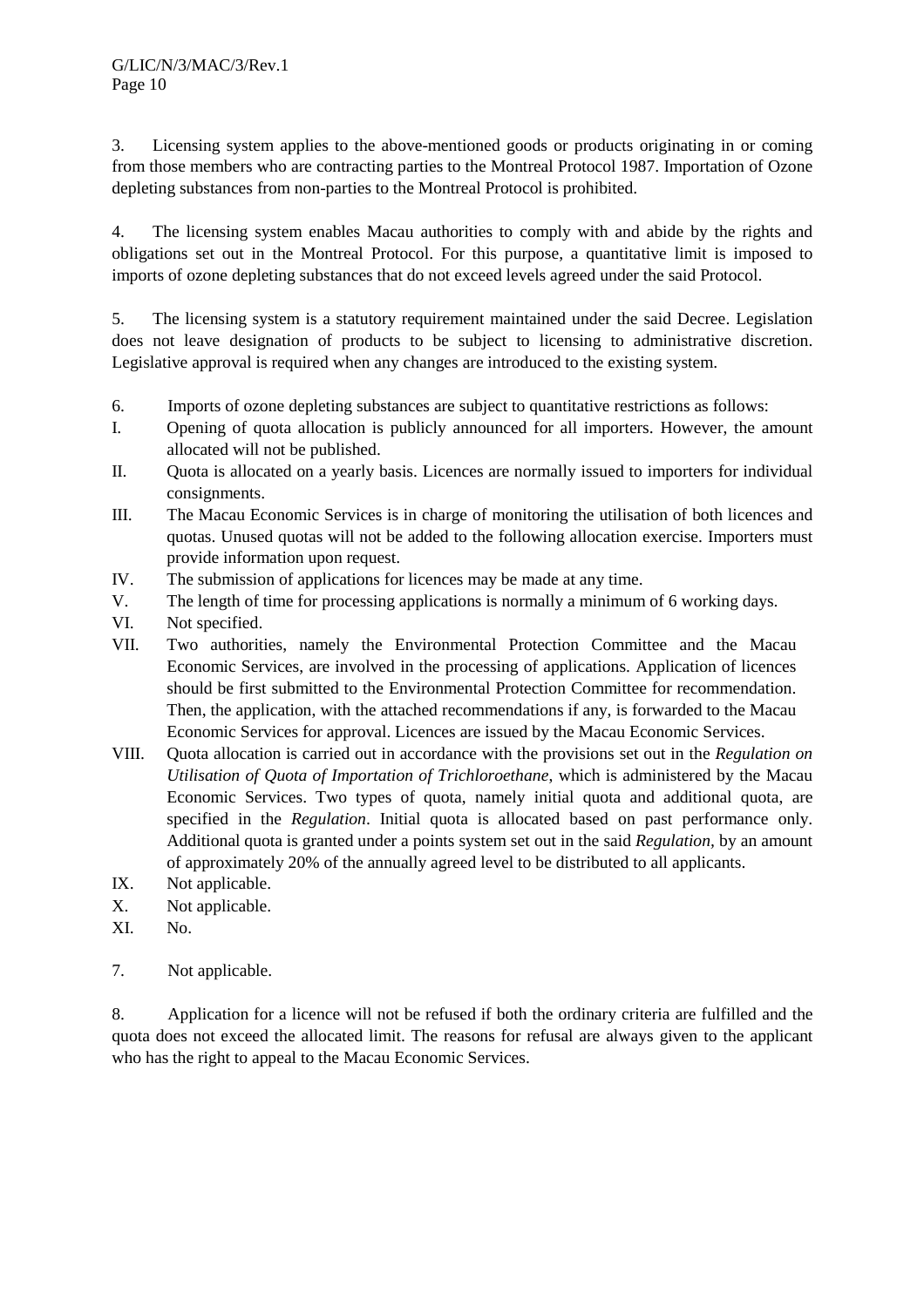3. Licensing system applies to the above-mentioned goods or products originating in or coming from those members who are contracting parties to the Montreal Protocol 1987. Importation of Ozone depleting substances from non-parties to the Montreal Protocol is prohibited.

4. The licensing system enables Macau authorities to comply with and abide by the rights and obligations set out in the Montreal Protocol. For this purpose, a quantitative limit is imposed to imports of ozone depleting substances that do not exceed levels agreed under the said Protocol.

5. The licensing system is a statutory requirement maintained under the said Decree. Legislation does not leave designation of products to be subject to licensing to administrative discretion. Legislative approval is required when any changes are introduced to the existing system.

6. Imports of ozone depleting substances are subject to quantitative restrictions as follows:

I. Opening of quota allocation is publicly announced for all importers. However, the amount allocated will not be published.

II. Quota is allocated on a yearly basis. Licences are normally issued to importers for individual consignments.

III. The Macau Economic Services is in charge of monitoring the utilisation of both licences and quotas. Unused quotas will not be added to the following allocation exercise. Importers must provide information upon request.

IV. The submission of applications for licences may be made at any time.

V. The length of time for processing applications is normally a minimum of 6 working days.

VI. Not specified.

VII. Two authorities, namely the Environmental Protection Committee and the Macau Economic Services, are involved in the processing of applications. Application of licences should be first submitted to the Environmental Protection Committee for recommendation. Then, the application, with the attached recommendations if any, is forwarded to the Macau Economic Services for approval. Licences are issued by the Macau Economic Services.

VIII. Quota allocation is carried out in accordance with the provisions set out in the *Regulation on Utilisation of Quota of Importation of Trichloroethane*, which is administered by the Macau Economic Services. Two types of quota, namely initial quota and additional quota, are specified in the *Regulation*. Initial quota is allocated based on past performance only. Additional quota is granted under a points system set out in the said *Regulation*, by an amount of approximately 20% of the annually agreed level to be distributed to all applicants.

IX. Not applicable.

X. Not applicable.

XI. No.

7. Not applicable.

8. Application for a licence will not be refused if both the ordinary criteria are fulfilled and the quota does not exceed the allocated limit. The reasons for refusal are always given to the applicant who has the right to appeal to the Macau Economic Services.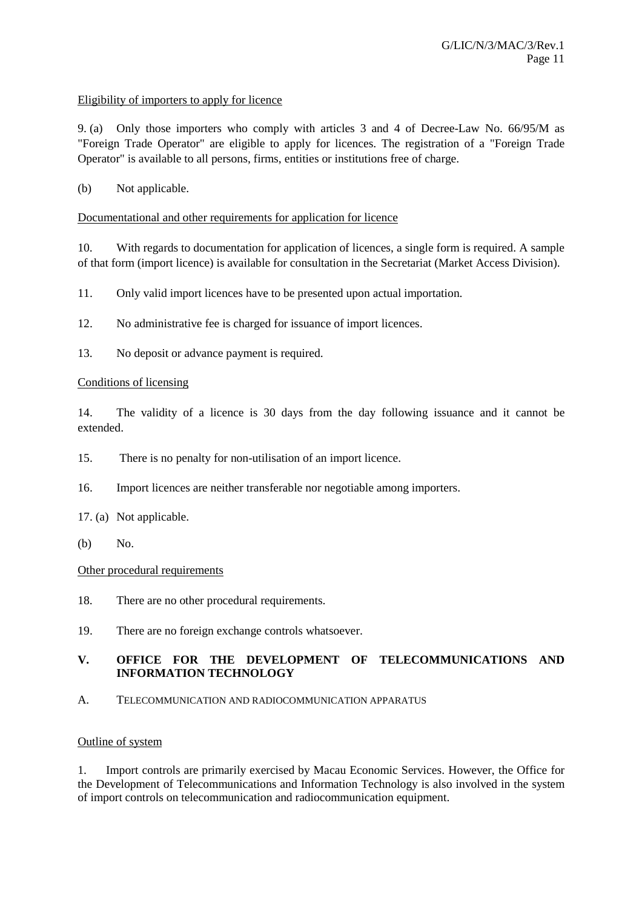Eligibility of importers to apply for licence

9. (a) Only those importers who comply with articles 3 and 4 of Decree-Law No. 66/95/M as "Foreign Trade Operator" are eligible to apply for licences. The registration of a "Foreign Trade Operator" is available to all persons, firms, entities or institutions free of charge.

(b) Not applicable.

Documentational and other requirements for application for licence

10. With regards to documentation for application of licences, a single form is required. A sample of that form (import licence) is available for consultation in the Secretariat (Market Access Division).

11. Only valid import licences have to be presented upon actual importation.

12. No administrative fee is charged for issuance of import licences.

13. No deposit or advance payment is required.

Conditions of licensing

14. The validity of a licence is 30 days from the day following issuance and it cannot be extended.

15. There is no penalty for non-utilisation of an import licence.

16. Import licences are neither transferable nor negotiable among importers.

17. (a) Not applicable.

(b) No.

Other procedural requirements

18. There are no other procedural requirements.

19. There are no foreign exchange controls whatsoever.

## V. OFFICE FOR THE DEVELOPMENT OF TELECOMMUNICATIONS AND INFORMATION TECHNOLOGY

### A. TELECOMMUNICATION AND RADIOCOMMUNICATION APPARATUS

Outline of system

1. Import controls are primarily exercised by Macau Economic Services. However, the Office for the Development of Telecommunications and Information Technology is also involved in the system of import controls on telecommunication and radiocommunication equipment.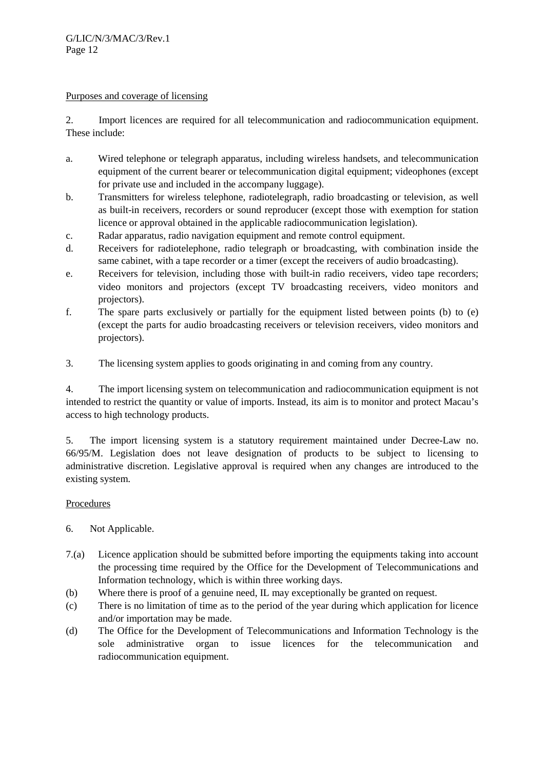Purposes and coverage of licensing

2. Import licences are required for all telecommunication and radiocommunication equipment. These include:

a. Wired telephone or telegraph apparatus, including wireless handsets, and telecommunication equipment of the current bearer or telecommunication digital equipment; videophones (except for private use and included in the accompany luggage).
b. Transmitters for wireless telephone, radiotelegraph, radio broadcasting or television, as well as built-in receivers, recorders or sound reproducer (except those with exemption for station licence or approval obtained in the applicable radiocommunication legislation).
c. Radar apparatus, radio navigation equipment and remote control equipment.
d. Receivers for radiotelephone, radio telegraph or broadcasting, with combination inside the same cabinet, with a tape recorder or a timer (except the receivers of audio broadcasting).
e. Receivers for television, including those with built-in radio receivers, video tape recorders; video monitors and projectors (except TV broadcasting receivers, video monitors and projectors).
f. The spare parts exclusively or partially for the equipment listed between points (b) to (e) (except the parts for audio broadcasting receivers or television receivers, video monitors and projectors).

3. The licensing system applies to goods originating in and coming from any country.

4. The import licensing system on telecommunication and radiocommunication equipment is not intended to restrict the quantity or value of imports. Instead, its aim is to monitor and protect Macau's access to high technology products.

5. The import licensing system is a statutory requirement maintained under Decree-Law no. 66/95/M. Legislation does not leave designation of products to be subject to licensing to administrative discretion. Legislative approval is required when any changes are introduced to the existing system.

Procedures

6. Not Applicable.

7.(a) Licence application should be submitted before importing the equipments taking into account the processing time required by the Office for the Development of Telecommunications and Information technology, which is within three working days.

(b) Where there is proof of a genuine need, IL may exceptionally be granted on request.

(c) There is no limitation of time as to the period of the year during which application for licence and/or importation may be made.

(d) The Office for the Development of Telecommunications and Information Technology is the sole administrative organ to issue licences for the telecommunication and radiocommunication equipment.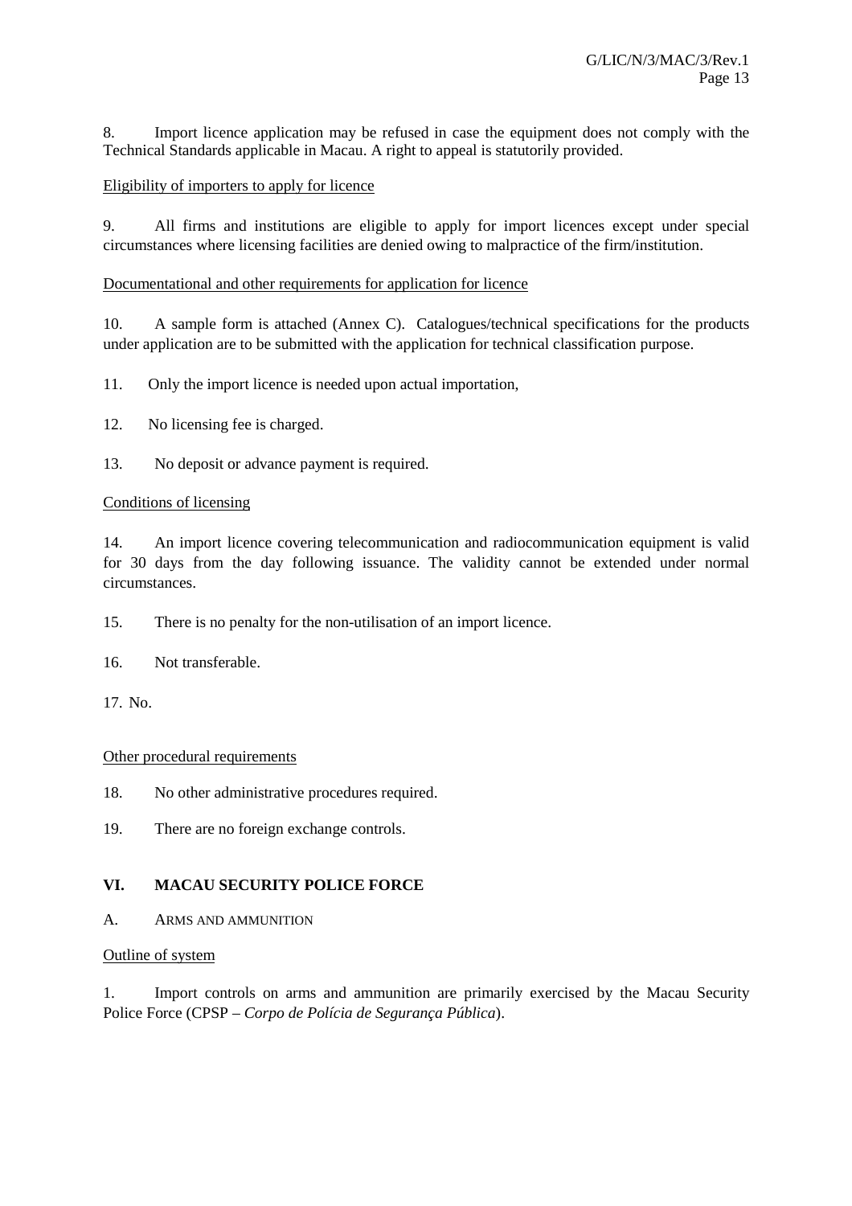8. Import licence application may be refused in case the equipment does not comply with the Technical Standards applicable in Macau. A right to appeal is statutorily provided.

Eligibility of importers to apply for licence

9. All firms and institutions are eligible to apply for import licences except under special circumstances where licensing facilities are denied owing to malpractice of the firm/institution.

Documentational and other requirements for application for licence

10. A sample form is attached (Annex C). Catalogues/technical specifications for the products under application are to be submitted with the application for technical classification purpose.

11. Only the import licence is needed upon actual importation,

12. No licensing fee is charged.

13. No deposit or advance payment is required.

Conditions of licensing

14. An import licence covering telecommunication and radiocommunication equipment is valid for 30 days from the day following issuance. The validity cannot be extended under normal circumstances.

15. There is no penalty for the non-utilisation of an import licence.

16. Not transferable.

17. No.

Other procedural requirements

18. No other administrative procedures required.

19. There are no foreign exchange controls.

## VI. MACAU SECURITY POLICE FORCE

### A. ARMS AND AMMUNITION

Outline of system

1. Import controls on arms and ammunition are primarily exercised by the Macau Security Police Force (CPSP – *Corpo de Polícia de Segurança Pública*).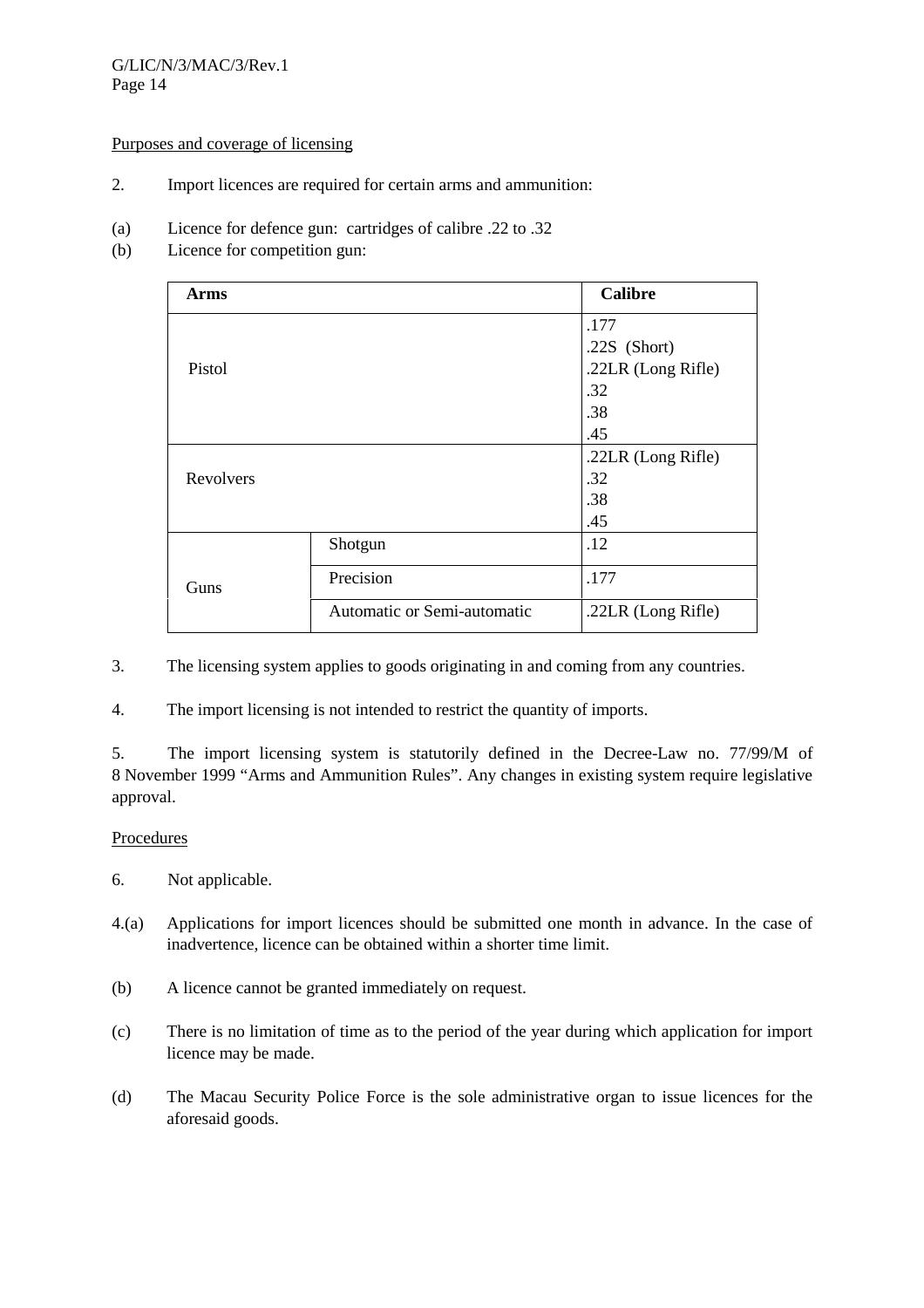Purposes and coverage of licensing

2. Import licences are required for certain arms and ammunition:

(a) Licence for defence gun: cartridges of calibre .22 to .32
(b) Licence for competition gun:

| Arms | | Calibre |
|---|---|---|
| Pistol | | .177<br>.22S (Short)<br>.22LR (Long Rifle)<br>.32<br>.38<br>.45 |
| Revolvers | | .22LR (Long Rifle)<br>.32<br>.38<br>.45 |
| Guns | Shotgun | .12 |
| | Precision | .177 |
| | Automatic or Semi-automatic | .22LR (Long Rifle) |

3. The licensing system applies to goods originating in and coming from any countries.

4. The import licensing is not intended to restrict the quantity of imports.

5. The import licensing system is statutorily defined in the Decree-Law no. 77/99/M of 8 November 1999 "Arms and Ammunition Rules". Any changes in existing system require legislative approval.

Procedures

6. Not applicable.

4.(a) Applications for import licences should be submitted one month in advance. In the case of inadvertence, licence can be obtained within a shorter time limit.

(b) A licence cannot be granted immediately on request.

(c) There is no limitation of time as to the period of the year during which application for import licence may be made.

(d) The Macau Security Police Force is the sole administrative organ to issue licences for the aforesaid goods.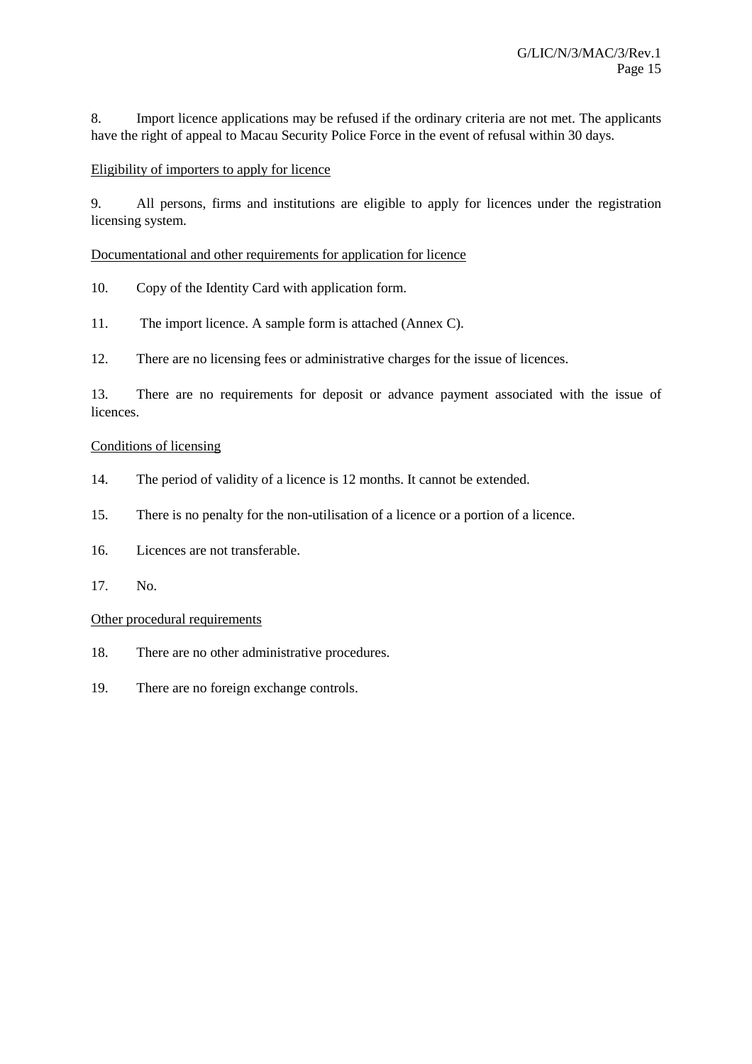8. Import licence applications may be refused if the ordinary criteria are not met. The applicants have the right of appeal to Macau Security Police Force in the event of refusal within 30 days.

Eligibility of importers to apply for licence

9. All persons, firms and institutions are eligible to apply for licences under the registration licensing system.

Documentational and other requirements for application for licence

10. Copy of the Identity Card with application form.

11. The import licence. A sample form is attached (Annex C).

12. There are no licensing fees or administrative charges for the issue of licences.

13. There are no requirements for deposit or advance payment associated with the issue of licences.

Conditions of licensing

14. The period of validity of a licence is 12 months. It cannot be extended.

15. There is no penalty for the non-utilisation of a licence or a portion of a licence.

16. Licences are not transferable.

17. No.

Other procedural requirements

18. There are no other administrative procedures.

19. There are no foreign exchange controls.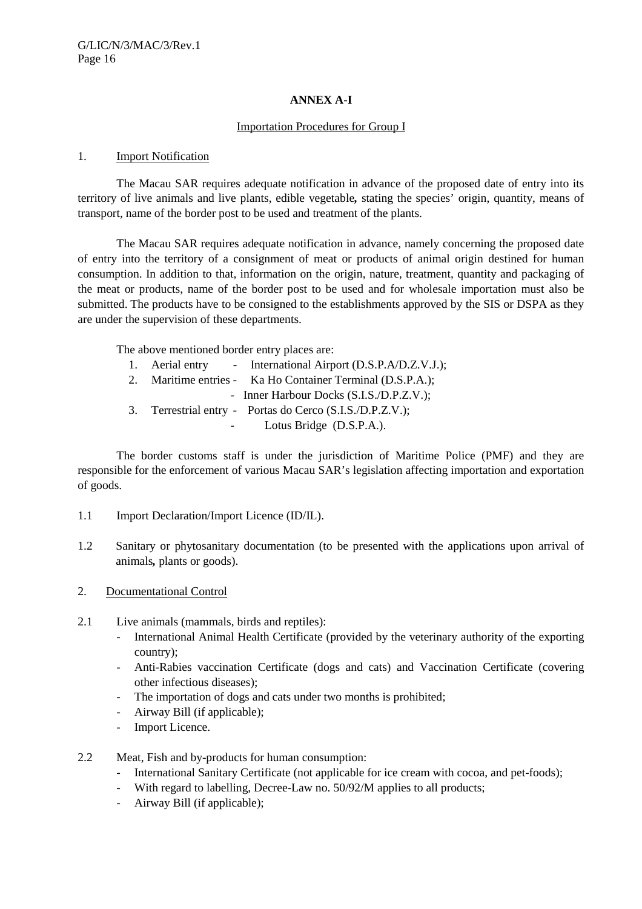**ANNEX A-I**

Importation Procedures for Group I

1. Import Notification

The Macau SAR requires adequate notification in advance of the proposed date of entry into its territory of live animals and live plants, edible vegetable**,** stating the species' origin, quantity, means of transport, name of the border post to be used and treatment of the plants.

The Macau SAR requires adequate notification in advance, namely concerning the proposed date of entry into the territory of a consignment of meat or products of animal origin destined for human consumption. In addition to that, information on the origin, nature, treatment, quantity and packaging of the meat or products, name of the border post to be used and for wholesale importation must also be submitted. The products have to be consigned to the establishments approved by the SIS or DSPA as they are under the supervision of these departments.

The above mentioned border entry places are:

1. Aerial entry - International Airport (D.S.P.A/D.Z.V.J.);
2. Maritime entries - Ka Ho Container Terminal (D.S.P.A.);
   - Inner Harbour Docks (S.I.S./D.P.Z.V.);
3. Terrestrial entry - Portas do Cerco (S.I.S./D.P.Z.V.);
   - Lotus Bridge (D.S.P.A.).

The border customs staff is under the jurisdiction of Maritime Police (PMF) and they are responsible for the enforcement of various Macau SAR's legislation affecting importation and exportation of goods.

1.1 Import Declaration/Import Licence (ID/IL).

1.2 Sanitary or phytosanitary documentation (to be presented with the applications upon arrival of animals**,** plants or goods).

2. Documentational Control

2.1 Live animals (mammals, birds and reptiles):
- International Animal Health Certificate (provided by the veterinary authority of the exporting country);
- Anti-Rabies vaccination Certificate (dogs and cats) and Vaccination Certificate (covering other infectious diseases);
- The importation of dogs and cats under two months is prohibited;
- Airway Bill (if applicable);
- Import Licence.

2.2 Meat, Fish and by-products for human consumption:
- International Sanitary Certificate (not applicable for ice cream with cocoa, and pet-foods);
- With regard to labelling, Decree-Law no. 50/92/M applies to all products;
- Airway Bill (if applicable);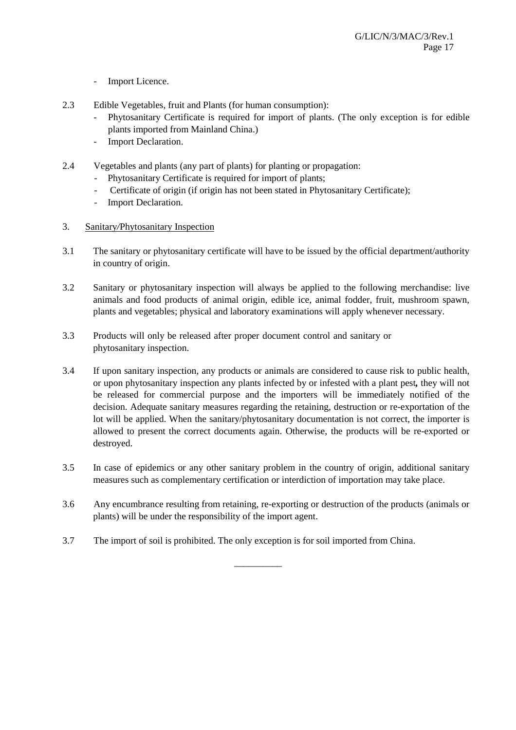- Import Licence.

2.3 Edible Vegetables, fruit and Plants (for human consumption):

- Phytosanitary Certificate is required for import of plants. (The only exception is for edible plants imported from Mainland China.)
- Import Declaration.

2.4 Vegetables and plants (any part of plants) for planting or propagation:

- Phytosanitary Certificate is required for import of plants;
- Certificate of origin (if origin has not been stated in Phytosanitary Certificate);
- Import Declaration.

3. <u>Sanitary/Phytosanitary Inspection</u>

3.1 The sanitary or phytosanitary certificate will have to be issued by the official department/authority in country of origin.

3.2 Sanitary or phytosanitary inspection will always be applied to the following merchandise: live animals and food products of animal origin, edible ice, animal fodder, fruit, mushroom spawn, plants and vegetables; physical and laboratory examinations will apply whenever necessary.

3.3 Products will only be released after proper document control and sanitary or phytosanitary inspection.

3.4 If upon sanitary inspection, any products or animals are considered to cause risk to public health, or upon phytosanitary inspection any plants infected by or infested with a plant pest**,** they will not be released for commercial purpose and the importers will be immediately notified of the decision. Adequate sanitary measures regarding the retaining, destruction or re-exportation of the lot will be applied. When the sanitary/phytosanitary documentation is not correct, the importer is allowed to present the correct documents again. Otherwise, the products will be re-exported or destroyed.

3.5 In case of epidemics or any other sanitary problem in the country of origin, additional sanitary measures such as complementary certification or interdiction of importation may take place.

3.6 Any encumbrance resulting from retaining, re-exporting or destruction of the products (animals or plants) will be under the responsibility of the import agent.

3.7 The import of soil is prohibited. The only exception is for soil imported from China.

__________